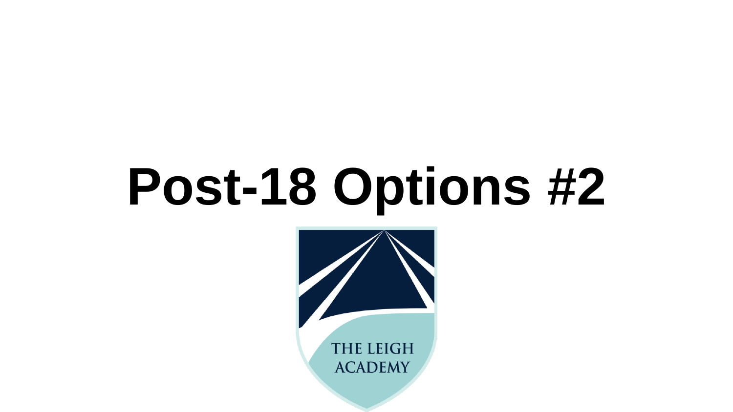# Post-18 Options #2

THE LEIGH ACADEMY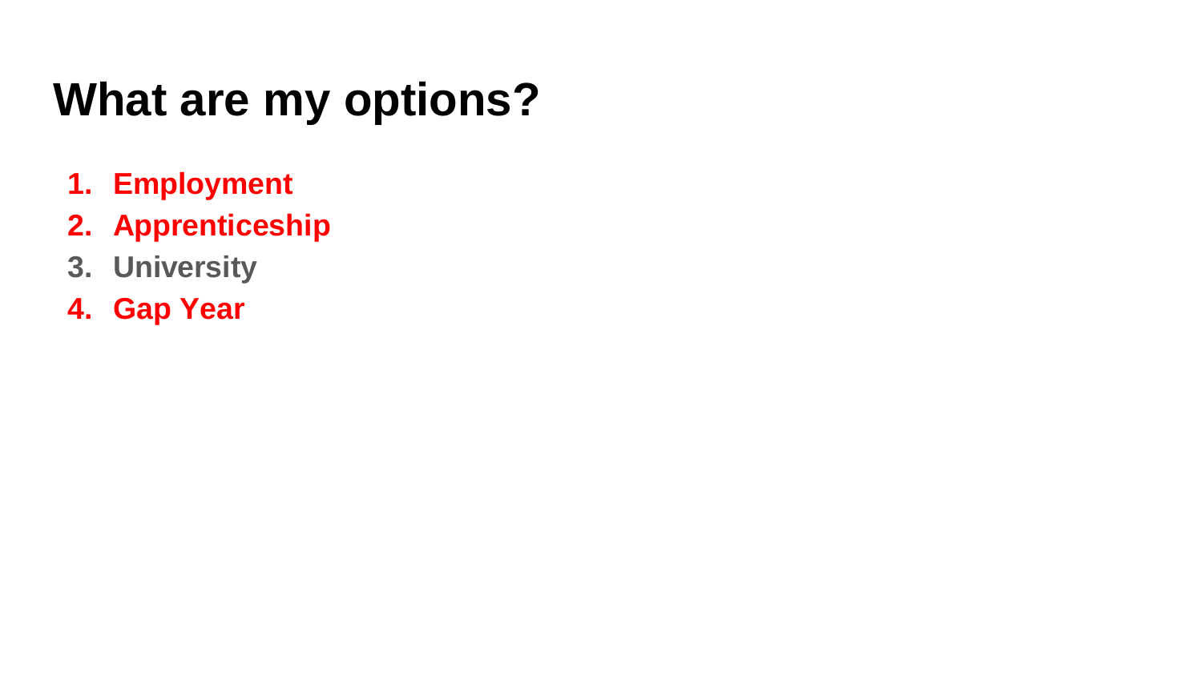# What are my options?

1. **Employment**
2. **Apprenticeship**
3. **University**
4. **Gap Year**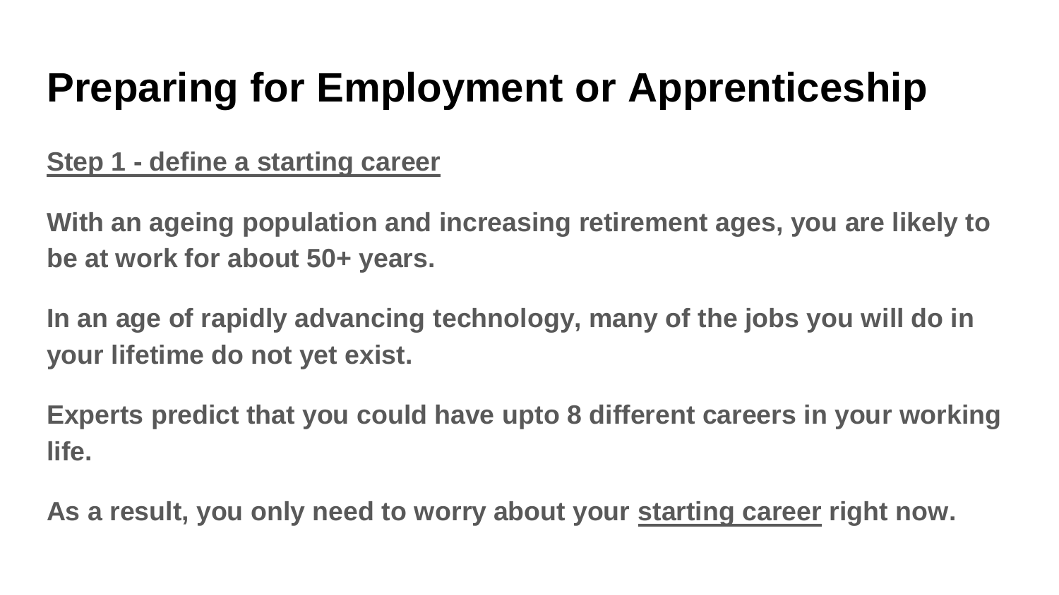# Preparing for Employment or Apprenticeship

<u>**Step 1 - define a starting career**</u>

**With an ageing population and increasing retirement ages, you are likely to be at work for about 50+ years.**

**In an age of rapidly advancing technology, many of the jobs you will do in your lifetime do not yet exist.**

**Experts predict that you could have upto 8 different careers in your working life.**

**As a result, you only need to worry about your <u>starting career</u> right now.**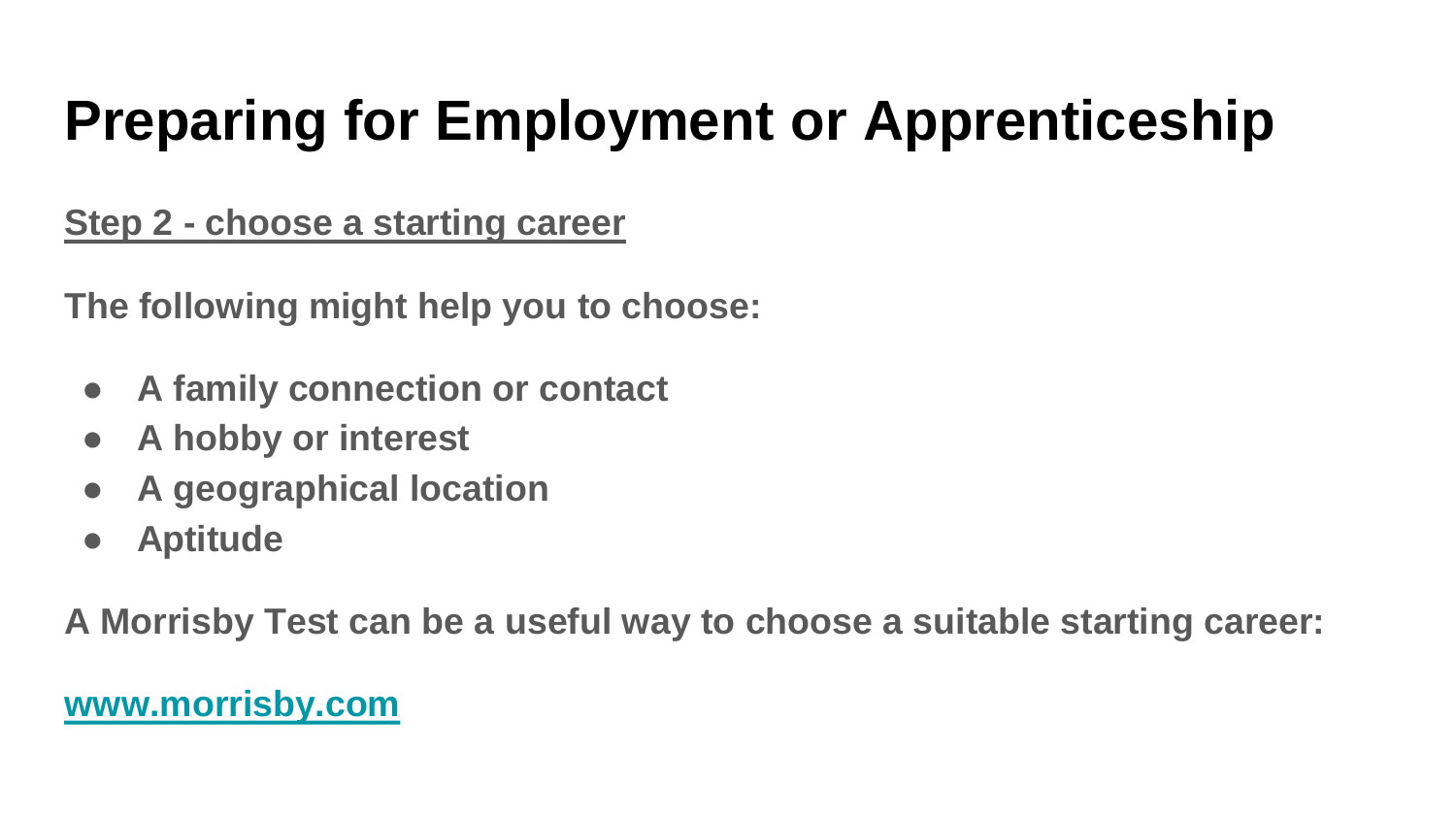# Preparing for Employment or Apprenticeship

**Step 2 - choose a starting career**

**The following might help you to choose:**

- **A family connection or contact**
- **A hobby or interest**
- **A geographical location**
- **Aptitude**

**A Morrisby Test can be a useful way to choose a suitable starting career:**

**[www.morrisby.com](http://www.morrisby.com)**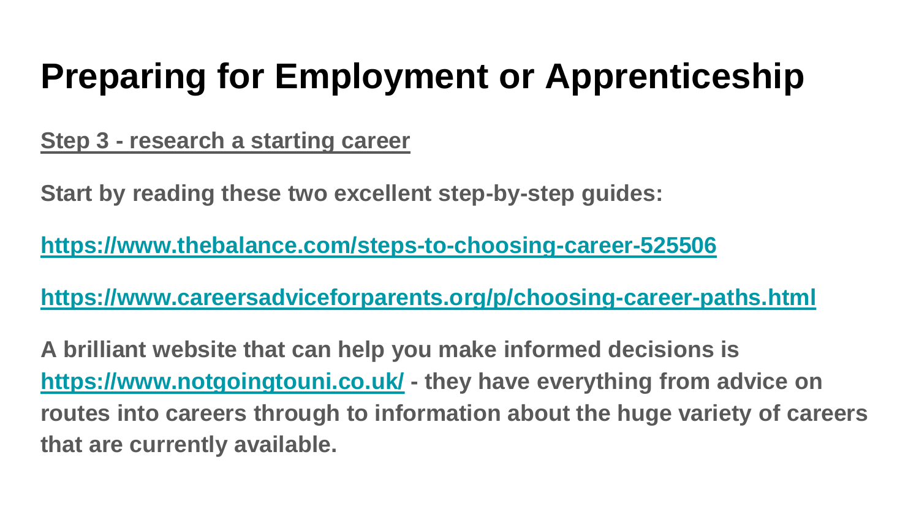# Preparing for Employment or Apprenticeship

**Step 3 - research a starting career**

**Start by reading these two excellent step-by-step guides:**

**https://www.thebalance.com/steps-to-choosing-career-525506**

**https://www.careersadviceforparents.org/p/choosing-career-paths.html**

**A brilliant website that can help you make informed decisions is https://www.notgoingtouni.co.uk/ - they have everything from advice on routes into careers through to information about the huge variety of careers that are currently available.**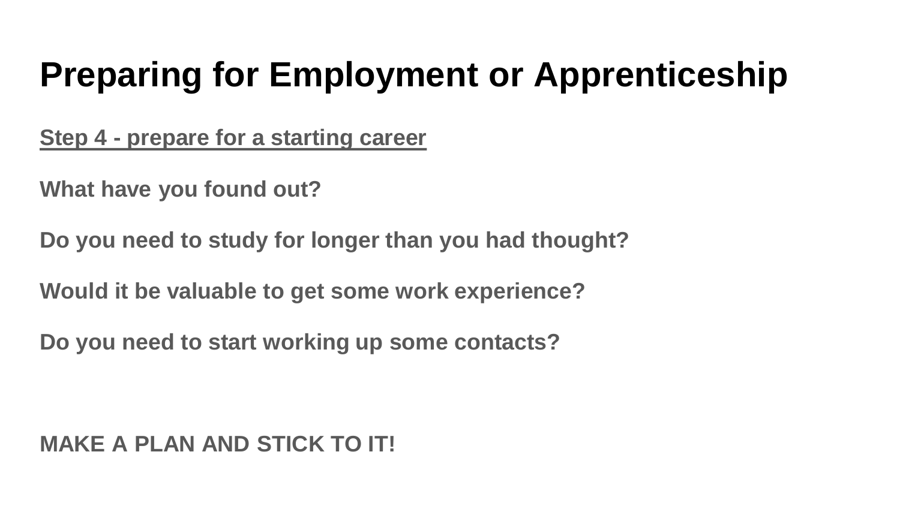# Preparing for Employment or Apprenticeship

**Step 4 - prepare for a starting career**

**What have you found out?**

**Do you need to study for longer than you had thought?**

**Would it be valuable to get some work experience?**

**Do you need to start working up some contacts?**

**MAKE A PLAN AND STICK TO IT!**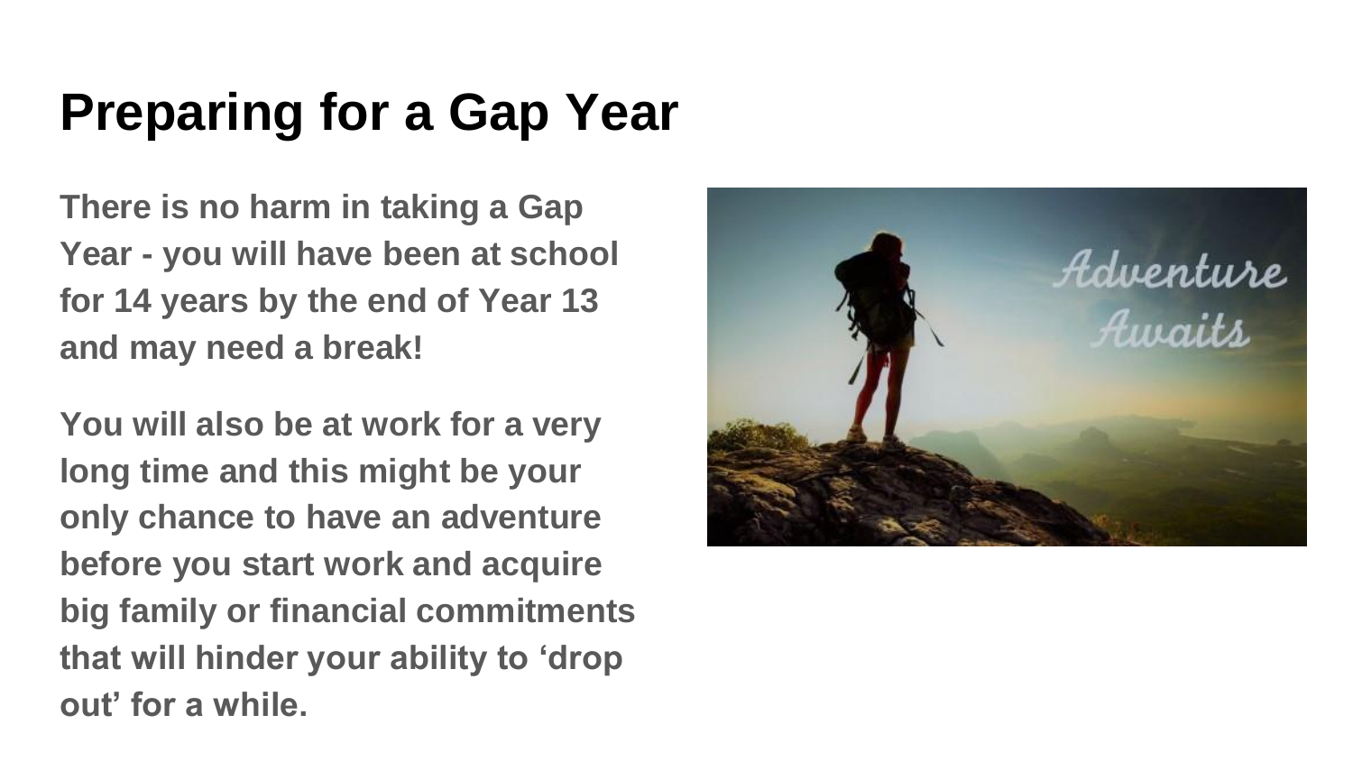# Preparing for a Gap Year

**There is no harm in taking a Gap Year - you will have been at school for 14 years by the end of Year 13 and may need a break!**

**You will also be at work for a very long time and this might be your only chance to have an adventure before you start work and acquire big family or financial commitments that will hinder your ability to 'drop out' for a while.**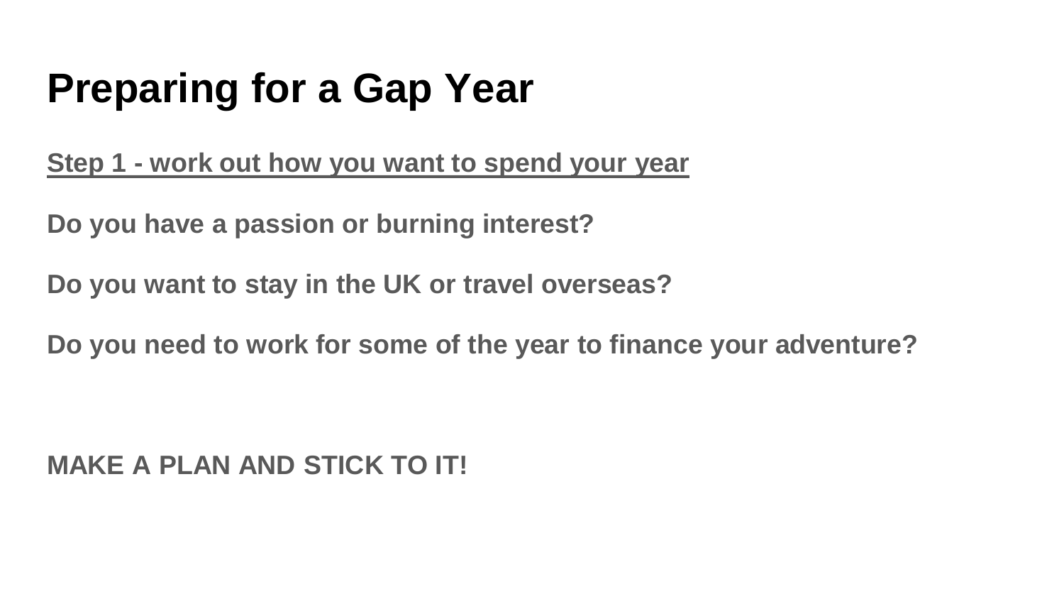# Preparing for a Gap Year

**<u>Step 1 - work out how you want to spend your year</u>**

**Do you have a passion or burning interest?**

**Do you want to stay in the UK or travel overseas?**

**Do you need to work for some of the year to finance your adventure?**

**MAKE A PLAN AND STICK TO IT!**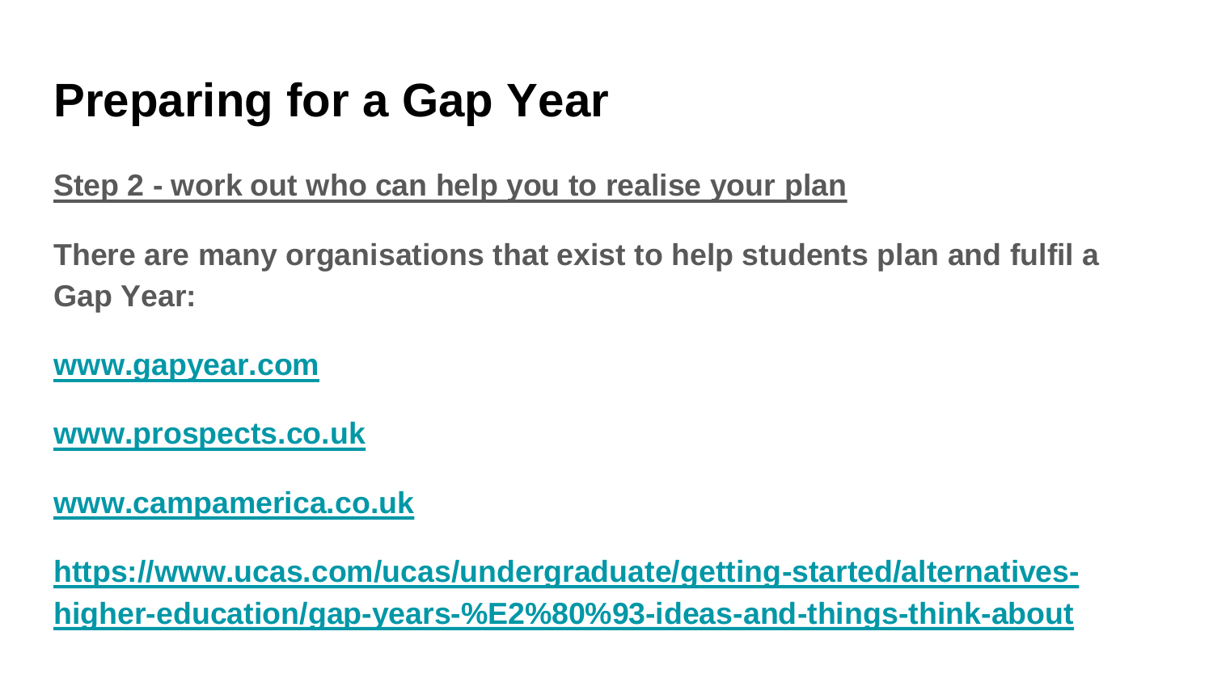# Preparing for a Gap Year

**Step 2 - work out who can help you to realise your plan**

**There are many organisations that exist to help students plan and fulfil a Gap Year:**

**www.gapyear.com**

**www.prospects.co.uk**

**www.campamerica.co.uk**

**https://www.ucas.com/ucas/undergraduate/getting-started/alternatives-higher-education/gap-years-%E2%80%93-ideas-and-things-think-about**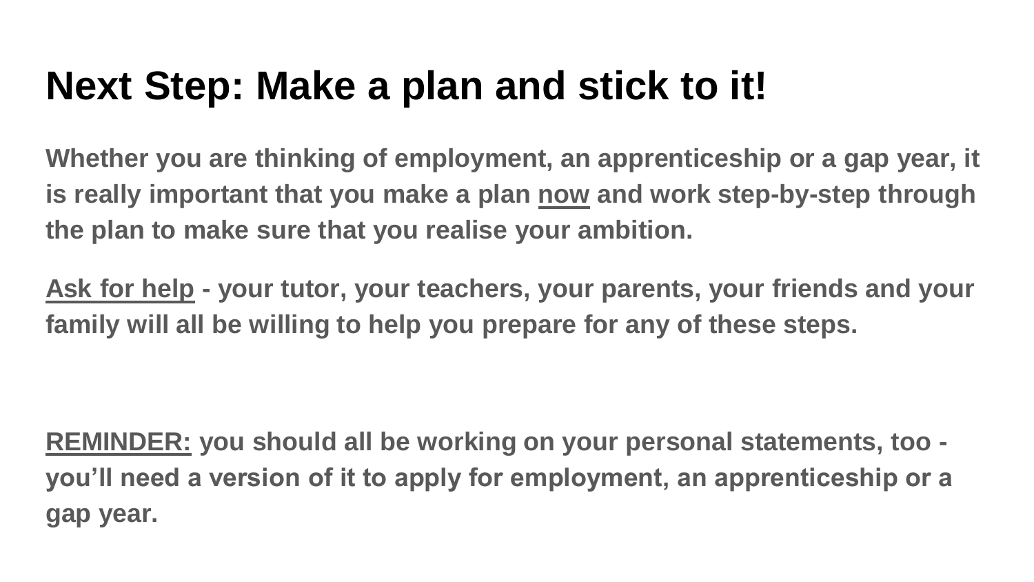# Next Step: Make a plan and stick to it!

**Whether you are thinking of employment, an apprenticeship or a gap year, it is really important that you make a plan <u>now</u> and work step-by-step through the plan to make sure that you realise your ambition.**

**<u>Ask for help</u> - your tutor, your teachers, your parents, your friends and your family will all be willing to help you prepare for any of these steps.**

**<u>REMINDER:</u> you should all be working on your personal statements, too - you'll need a version of it to apply for employment, an apprenticeship or a gap year.**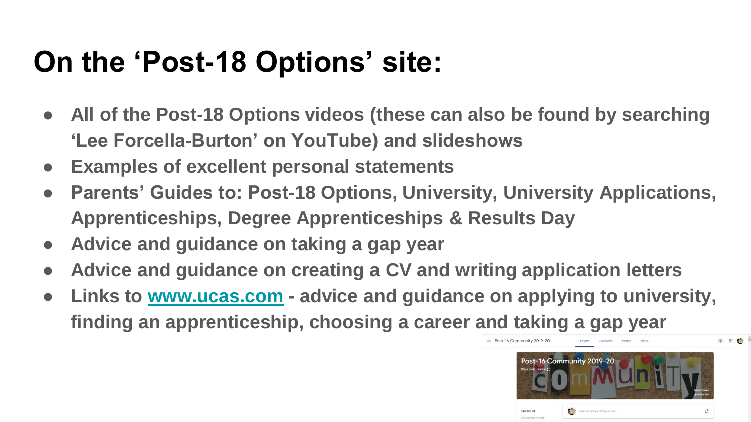# On the 'Post-18 Options' site:

- **All of the Post-18 Options videos (these can also be found by searching 'Lee Forcella-Burton' on YouTube) and slideshows**
- **Examples of excellent personal statements**
- **Parents' Guides to: Post-18 Options, University, University Applications, Apprenticeships, Degree Apprenticeships & Results Day**
- **Advice and guidance on taking a gap year**
- **Advice and guidance on creating a CV and writing application letters**
- **Links to [www.ucas.com](http://www.ucas.com) - advice and guidance on applying to university, finding an apprenticeship, choosing a career and taking a gap year**